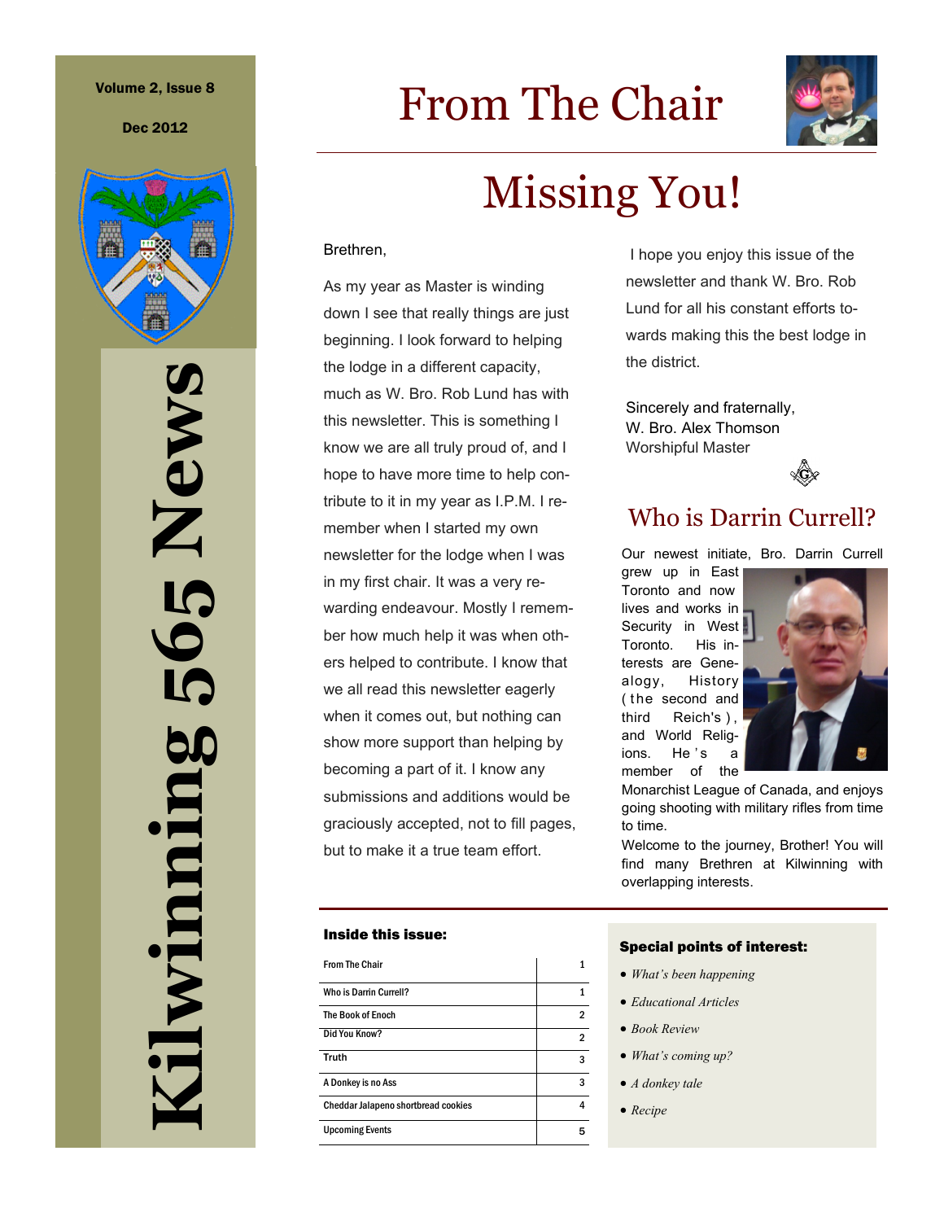# Kilwinning 565 News

Volume 2, Issue 8

Dec 2012

# From The Chair

## Missing You!

Brethren,

As my year as Master is winding down I see that really things are just beginning. I look forward to helping the lodge in a different capacity, much as W. Bro. Rob Lund has with this newsletter. This is something I know we are all truly proud of, and I hope to have more time to help contribute to it in my year as I.P.M. I remember when I started my own newsletter for the lodge when I was in my first chair. It was a very rewarding endeavour. Mostly I remember how much help it was when others helped to contribute. I know that we all read this newsletter eagerly when it comes out, but nothing can show more support than helping by becoming a part of it. I know any submissions and additions would be graciously accepted, not to fill pages, but to make it a true team effort.

I hope you enjoy this issue of the newsletter and thank W. Bro. Rob Lund for all his constant efforts towards making this the best lodge in the district.

Sincerely and fraternally,
W. Bro. Alex Thomson
Worshipful Master

## Who is Darrin Currell?

Our newest initiate, Bro. Darrin Currell grew up in East Toronto and now lives and works in Security in West Toronto. His interests are Genealogy, History (the second and third Reich's), and World Religions. He's a member of the Monarchist League of Canada, and enjoys going shooting with military rifles from time to time.

Welcome to the journey, Brother! You will find many Brethren at Kilwinning with overlapping interests.

### Inside this issue:

| | |
|---|---|
| From The Chair | 1 |
| Who is Darrin Currell? | 1 |
| The Book of Enoch | 2 |
| Did You Know? | 2 |
| Truth | 3 |
| A Donkey is no Ass | 3 |
| Cheddar Jalapeno shortbread cookies | 4 |
| Upcoming Events | 5 |

### Special points of interest:

- *What's been happening*
- *Educational Articles*
- *Book Review*
- *What's coming up?*
- *A donkey tale*
- *Recipe*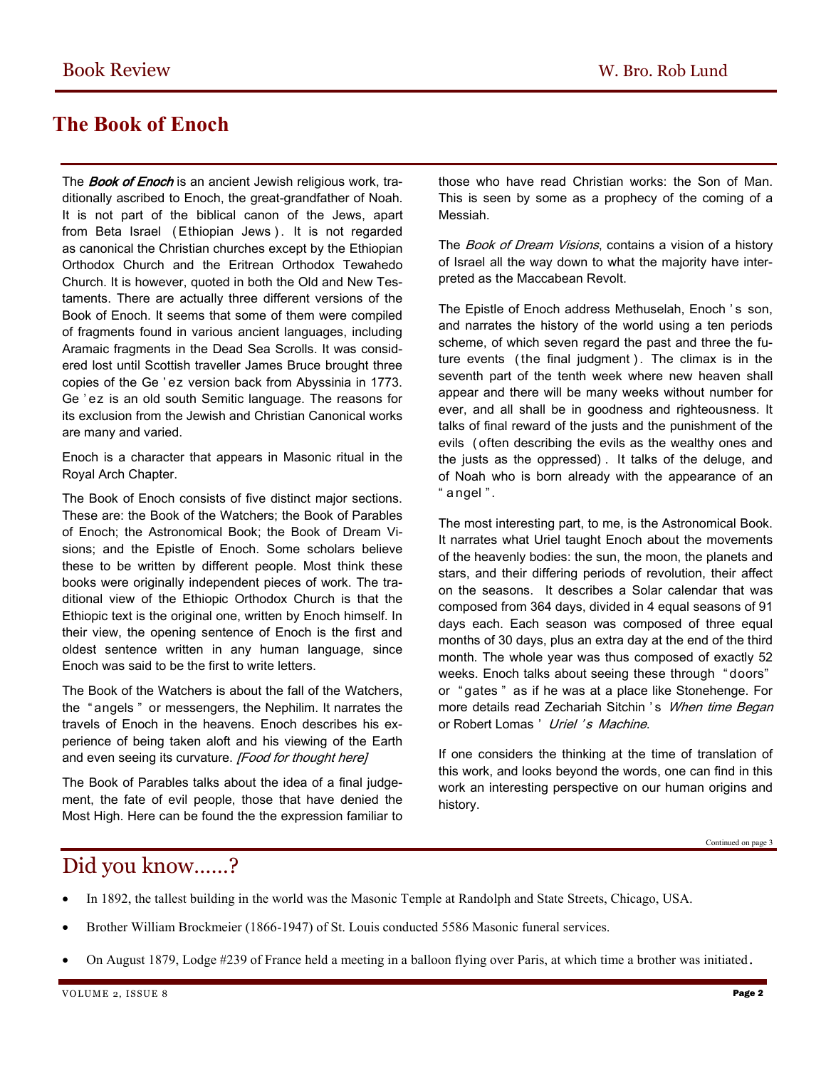Book Review | W. Bro. Rob Lund

# The Book of Enoch

The ***Book of Enoch*** is an ancient Jewish religious work, traditionally ascribed to Enoch, the great-grandfather of Noah. It is not part of the biblical canon of the Jews, apart from Beta Israel (Ethiopian Jews). It is not regarded as canonical the Christian churches except by the Ethiopian Orthodox Church and the Eritrean Orthodox Tewahedo Church. It is however, quoted in both the Old and New Testaments. There are actually three different versions of the Book of Enoch. It seems that some of them were compiled of fragments found in various ancient languages, including Aramaic fragments in the Dead Sea Scrolls. It was considered lost until Scottish traveller James Bruce brought three copies of the Ge'ez version back from Abyssinia in 1773. Ge'ez is an old south Semitic language. The reasons for its exclusion from the Jewish and Christian Canonical works are many and varied.

Enoch is a character that appears in Masonic ritual in the Royal Arch Chapter.

The Book of Enoch consists of five distinct major sections. These are: the Book of the Watchers; the Book of Parables of Enoch; the Astronomical Book; the Book of Dream Visions; and the Epistle of Enoch. Some scholars believe these to be written by different people. Most think these books were originally independent pieces of work. The traditional view of the Ethiopic Orthodox Church is that the Ethiopic text is the original one, written by Enoch himself. In their view, the opening sentence of Enoch is the first and oldest sentence written in any human language, since Enoch was said to be the first to write letters.

The Book of the Watchers is about the fall of the Watchers, the "angels" or messengers, the Nephilim. It narrates the travels of Enoch in the heavens. Enoch describes his experience of being taken aloft and his viewing of the Earth and even seeing its curvature. *[Food for thought here]*

The Book of Parables talks about the idea of a final judgement, the fate of evil people, those that have denied the Most High. Here can be found the the expression familiar to those who have read Christian works: the Son of Man. This is seen by some as a prophecy of the coming of a Messiah.

The *Book of Dream Visions*, contains a vision of a history of Israel all the way down to what the majority have interpreted as the Maccabean Revolt.

The Epistle of Enoch address Methuselah, Enoch's son, and narrates the history of the world using a ten periods scheme, of which seven regard the past and three the future events (the final judgment). The climax is in the seventh part of the tenth week where new heaven shall appear and there will be many weeks without number for ever, and all shall be in goodness and righteousness. It talks of final reward of the justs and the punishment of the evils (often describing the evils as the wealthy ones and the justs as the oppressed). It talks of the deluge, and of Noah who is born already with the appearance of an "angel".

The most interesting part, to me, is the Astronomical Book. It narrates what Uriel taught Enoch about the movements of the heavenly bodies: the sun, the moon, the planets and stars, and their differing periods of revolution, their affect on the seasons. It describes a Solar calendar that was composed from 364 days, divided in 4 equal seasons of 91 days each. Each season was composed of three equal months of 30 days, plus an extra day at the end of the third month. The whole year was thus composed of exactly 52 weeks. Enoch talks about seeing these through "doors" or "gates" as if he was at a place like Stonehenge. For more details read Zechariah Sitchin's *When time Began* or Robert Lomas' *Uriel's Machine*.

If one considers the thinking at the time of translation of this work, and looks beyond the words, one can find in this work an interesting perspective on our human origins and history.

Continued on page 3

## Did you know......?

- In 1892, the tallest building in the world was the Masonic Temple at Randolph and State Streets, Chicago, USA.
- Brother William Brockmeier (1866-1947) of St. Louis conducted 5586 Masonic funeral services.
- On August 1879, Lodge #239 of France held a meeting in a balloon flying over Paris, at which time a brother was initiated.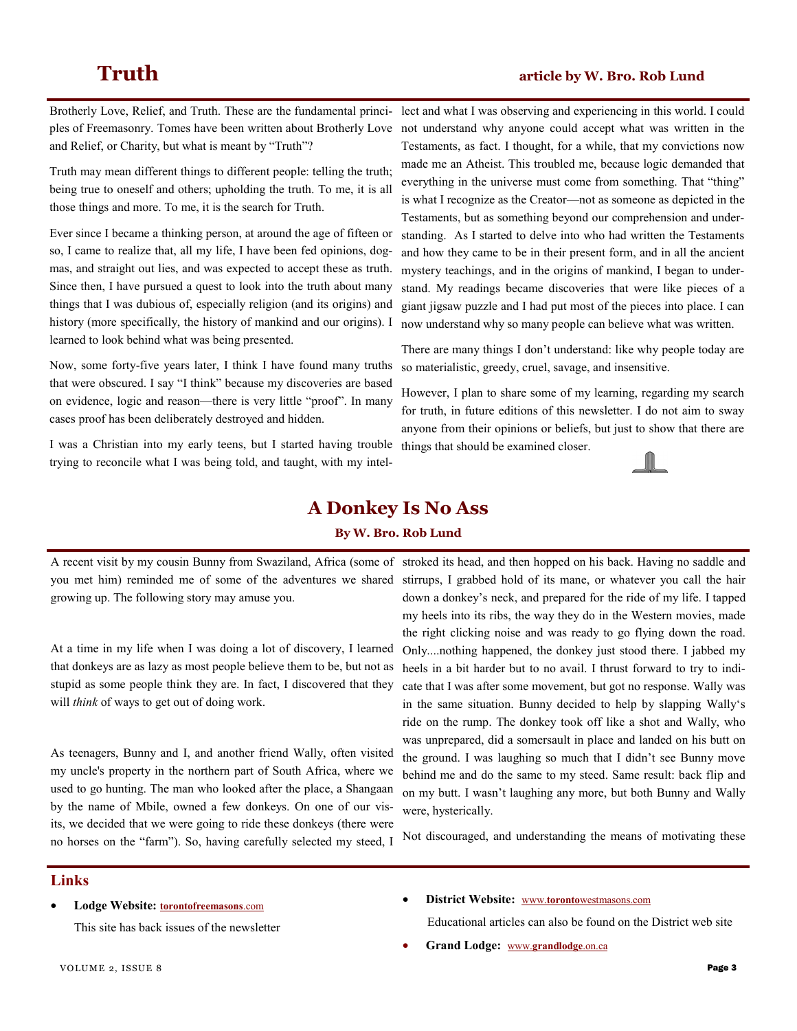# Truth

**article by W. Bro. Rob Lund**

Brotherly Love, Relief, and Truth. These are the fundamental principles of Freemasonry. Tomes have been written about Brotherly Love and Relief, or Charity, but what is meant by "Truth"?

Truth may mean different things to different people: telling the truth; being true to oneself and others; upholding the truth. To me, it is all those things and more. To me, it is the search for Truth.

Ever since I became a thinking person, at around the age of fifteen or so, I came to realize that, all my life, I have been fed opinions, dogmas, and straight out lies, and was expected to accept these as truth. Since then, I have pursued a quest to look into the truth about many things that I was dubious of, especially religion (and its origins) and history (more specifically, the history of mankind and our origins). I learned to look behind what was being presented.

Now, some forty-five years later, I think I have found many truths that were obscured. I say "I think" because my discoveries are based on evidence, logic and reason—there is very little "proof". In many cases proof has been deliberately destroyed and hidden.

I was a Christian into my early teens, but I started having trouble trying to reconcile what I was being told, and taught, with my intellect and what I was observing and experiencing in this world. I could not understand why anyone could accept what was written in the Testaments, as fact. I thought, for a while, that my convictions now made me an Atheist. This troubled me, because logic demanded that everything in the universe must come from something. That "thing" is what I recognize as the Creator—not as someone as depicted in the Testaments, but as something beyond our comprehension and understanding. As I started to delve into who had written the Testaments and how they came to be in their present form, and in all the ancient mystery teachings, and in the origins of mankind, I began to understand. My readings became discoveries that were like pieces of a giant jigsaw puzzle and I had put most of the pieces into place. I can now understand why so many people can believe what was written.

There are many things I don't understand: like why people today are so materialistic, greedy, cruel, savage, and insensitive.

However, I plan to share some of my learning, regarding my search for truth, in future editions of this newsletter. I do not aim to sway anyone from their opinions or beliefs, but just to show that there are things that should be examined closer.

# A Donkey Is No Ass

**By W. Bro. Rob Lund**

A recent visit by my cousin Bunny from Swaziland, Africa (some of you met him) reminded me of some of the adventures we shared growing up. The following story may amuse you.

At a time in my life when I was doing a lot of discovery, I learned that donkeys are as lazy as most people believe them to be, but not as stupid as some people think they are. In fact, I discovered that they will *think* of ways to get out of doing work.

As teenagers, Bunny and I, and another friend Wally, often visited my uncle's property in the northern part of South Africa, where we used to go hunting. The man who looked after the place, a Shangaan by the name of Mbile, owned a few donkeys. On one of our visits, we decided that we were going to ride these donkeys (there were no horses on the "farm"). So, having carefully selected my steed, I stroked its head, and then hopped on his back. Having no saddle and stirrups, I grabbed hold of its mane, or whatever you call the hair down a donkey's neck, and prepared for the ride of my life. I tapped my heels into its ribs, the way they do in the Western movies, made the right clicking noise and was ready to go flying down the road. Only....nothing happened, the donkey just stood there. I jabbed my heels in a bit harder but to no avail. I thrust forward to try to indicate that I was after some movement, but got no response. Wally was in the same situation. Bunny decided to help by slapping Wally's ride on the rump. The donkey took off like a shot and Wally, who was unprepared, did a somersault in place and landed on his butt on the ground. I was laughing so much that I didn't see Bunny move behind me and do the same to my steed. Same result: back flip and on my butt. I wasn't laughing any more, but both Bunny and Wally were, hysterically.

Not discouraged, and understanding the means of motivating these

## Links

- **Lodge Website:** torontofreemasons.com
  This site has back issues of the newsletter
- **District Website:** www.torontowestmasons.com
  Educational articles can also be found on the District web site
- **Grand Lodge:** www.grandlodge.on.ca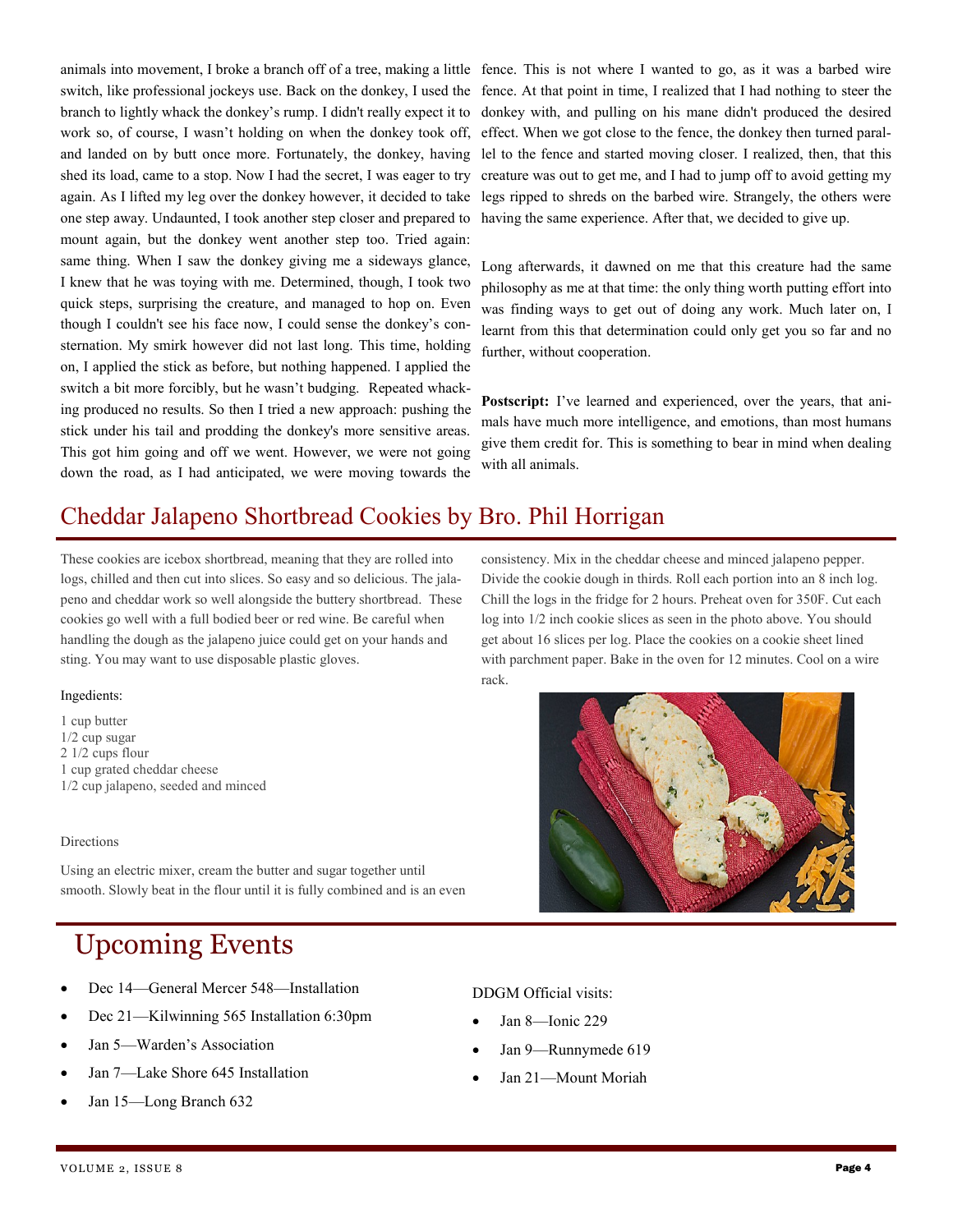animals into movement, I broke a branch off of a tree, making a little switch, like professional jockeys use. Back on the donkey, I used the branch to lightly whack the donkey's rump. I didn't really expect it to work so, of course, I wasn't holding on when the donkey took off, and landed on by butt once more. Fortunately, the donkey, having shed its load, came to a stop. Now I had the secret, I was eager to try again. As I lifted my leg over the donkey however, it decided to take one step away. Undaunted, I took another step closer and prepared to mount again, but the donkey went another step too. Tried again: same thing. When I saw the donkey giving me a sideways glance, I knew that he was toying with me. Determined, though, I took two quick steps, surprising the creature, and managed to hop on. Even though I couldn't see his face now, I could sense the donkey's consternation. My smirk however did not last long. This time, holding on, I applied the stick as before, but nothing happened. I applied the switch a bit more forcibly, but he wasn't budging. Repeated whacking produced no results. So then I tried a new approach: pushing the stick under his tail and prodding the donkey's more sensitive areas. This got him going and off we went. However, we were not going down the road, as I had anticipated, we were moving towards the fence. This is not where I wanted to go, as it was a barbed wire fence. At that point in time, I realized that I had nothing to steer the donkey with, and pulling on his mane didn't produced the desired effect. When we got close to the fence, the donkey then turned parallel to the fence and started moving closer. I realized, then, that this creature was out to get me, and I had to jump off to avoid getting my legs ripped to shreds on the barbed wire. Strangely, the others were having the same experience. After that, we decided to give up.

Long afterwards, it dawned on me that this creature had the same philosophy as me at that time: the only thing worth putting effort into was finding ways to get out of doing any work. Much later on, I learnt from this that determination could only get you so far and no further, without cooperation.

**Postscript:** I've learned and experienced, over the years, that animals have much more intelligence, and emotions, than most humans give them credit for. This is something to bear in mind when dealing with all animals.

## Cheddar Jalapeno Shortbread Cookies by Bro. Phil Horrigan

These cookies are icebox shortbread, meaning that they are rolled into logs, chilled and then cut into slices. So easy and so delicious. The jalapeno and cheddar work so well alongside the buttery shortbread. These cookies go well with a full bodied beer or red wine. Be careful when handling the dough as the jalapeno juice could get on your hands and sting. You may want to use disposable plastic gloves.

Ingedients:

1 cup butter
1/2 cup sugar
2 1/2 cups flour
1 cup grated cheddar cheese
1/2 cup jalapeno, seeded and minced

Directions

Using an electric mixer, cream the butter and sugar together until smooth. Slowly beat in the flour until it is fully combined and is an even consistency. Mix in the cheddar cheese and minced jalapeno pepper. Divide the cookie dough in thirds. Roll each portion into an 8 inch log. Chill the logs in the fridge for 2 hours. Preheat oven for 350F. Cut each log into 1/2 inch cookie slices as seen in the photo above. You should get about 16 slices per log. Place the cookies on a cookie sheet lined with parchment paper. Bake in the oven for 12 minutes. Cool on a wire rack.

## Upcoming Events

- Dec 14—General Mercer 548—Installation
- Dec 21—Kilwinning 565 Installation 6:30pm
- Jan 5—Warden's Association
- Jan 7—Lake Shore 645 Installation
- Jan 15—Long Branch 632

DDGM Official visits:

- Jan 8—Ionic 229
- Jan 9—Runnymede 619
- Jan 21—Mount Moriah